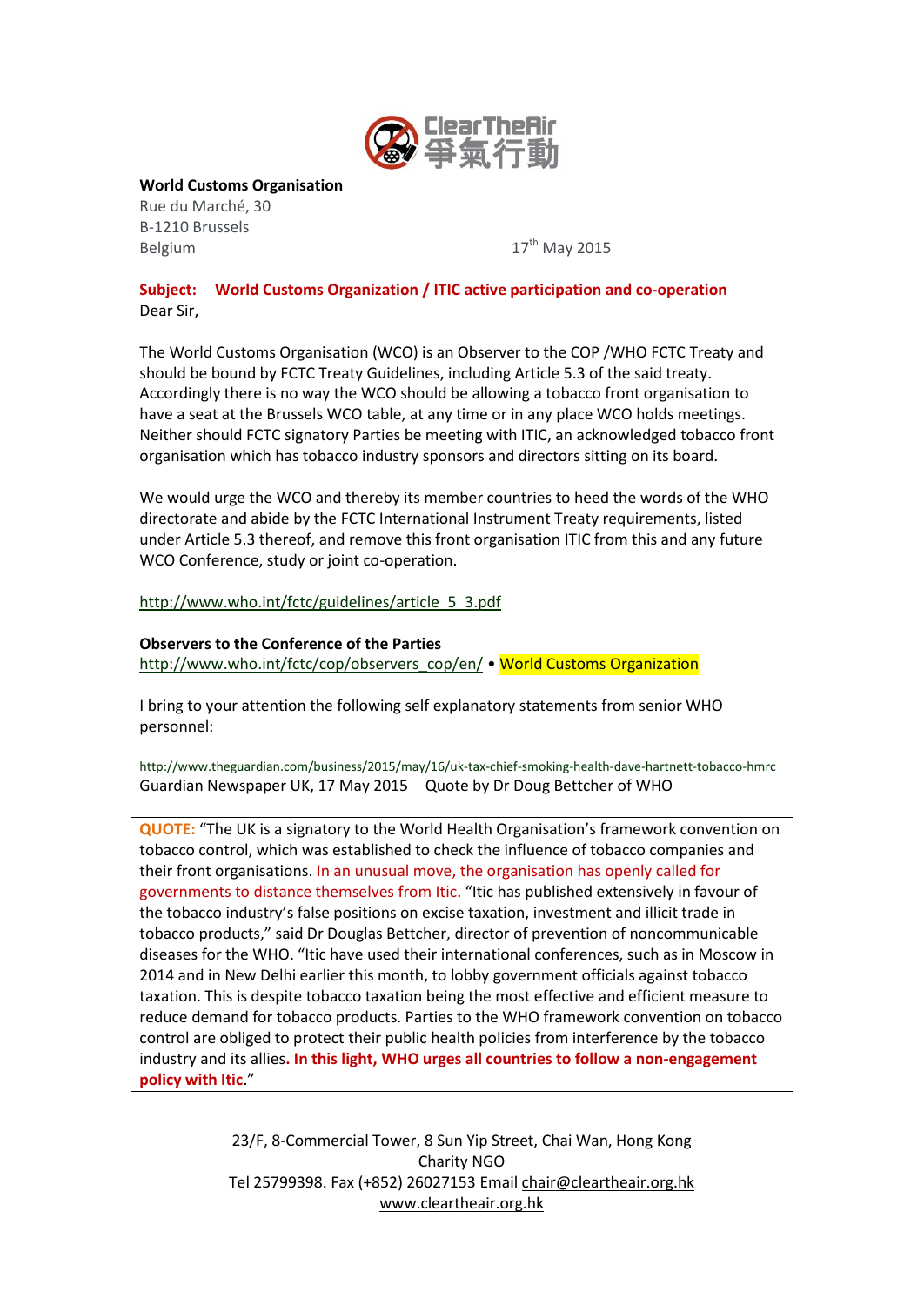ClearTheAir 爭氣行動

**World Customs Organisation**
Rue du Marché, 30
B-1210 Brussels
Belgium

17th May 2015

**Subject: World Customs Organization / ITIC active participation and co-operation**

Dear Sir,

The World Customs Organisation (WCO) is an Observer to the COP /WHO FCTC Treaty and should be bound by FCTC Treaty Guidelines, including Article 5.3 of the said treaty. Accordingly there is no way the WCO should be allowing a tobacco front organisation to have a seat at the Brussels WCO table, at any time or in any place WCO holds meetings. Neither should FCTC signatory Parties be meeting with ITIC, an acknowledged tobacco front organisation which has tobacco industry sponsors and directors sitting on its board.

We would urge the WCO and thereby its member countries to heed the words of the WHO directorate and abide by the FCTC International Instrument Treaty requirements, listed under Article 5.3 thereof, and remove this front organisation ITIC from this and any future WCO Conference, study or joint co-operation.

http://www.who.int/fctc/guidelines/article_5_3.pdf

**Observers to the Conference of the Parties**
http://www.who.int/fctc/cop/observers_cop/en/ • World Customs Organization

I bring to your attention the following self explanatory statements from senior WHO personnel:

http://www.theguardian.com/business/2015/may/16/uk-tax-chief-smoking-health-dave-hartnett-tobacco-hmrc
Guardian Newspaper UK, 17 May 2015 Quote by Dr Doug Bettcher of WHO

> QUOTE: "The UK is a signatory to the World Health Organisation's framework convention on tobacco control, which was established to check the influence of tobacco companies and their front organisations. In an unusual move, the organisation has openly called for governments to distance themselves from Itic. "Itic has published extensively in favour of the tobacco industry's false positions on excise taxation, investment and illicit trade in tobacco products," said Dr Douglas Bettcher, director of prevention of noncommunicable diseases for the WHO. "Itic have used their international conferences, such as in Moscow in 2014 and in New Delhi earlier this month, to lobby government officials against tobacco taxation. This is despite tobacco taxation being the most effective and efficient measure to reduce demand for tobacco products. Parties to the WHO framework convention on tobacco control are obliged to protect their public health policies from interference by the tobacco industry and its allies. **In this light, WHO urges all countries to follow a non-engagement policy with Itic.**"

23/F, 8-Commercial Tower, 8 Sun Yip Street, Chai Wan, Hong Kong
Charity NGO
Tel 25799398. Fax (+852) 26027153 Email chair@cleartheair.org.hk
www.cleartheair.org.hk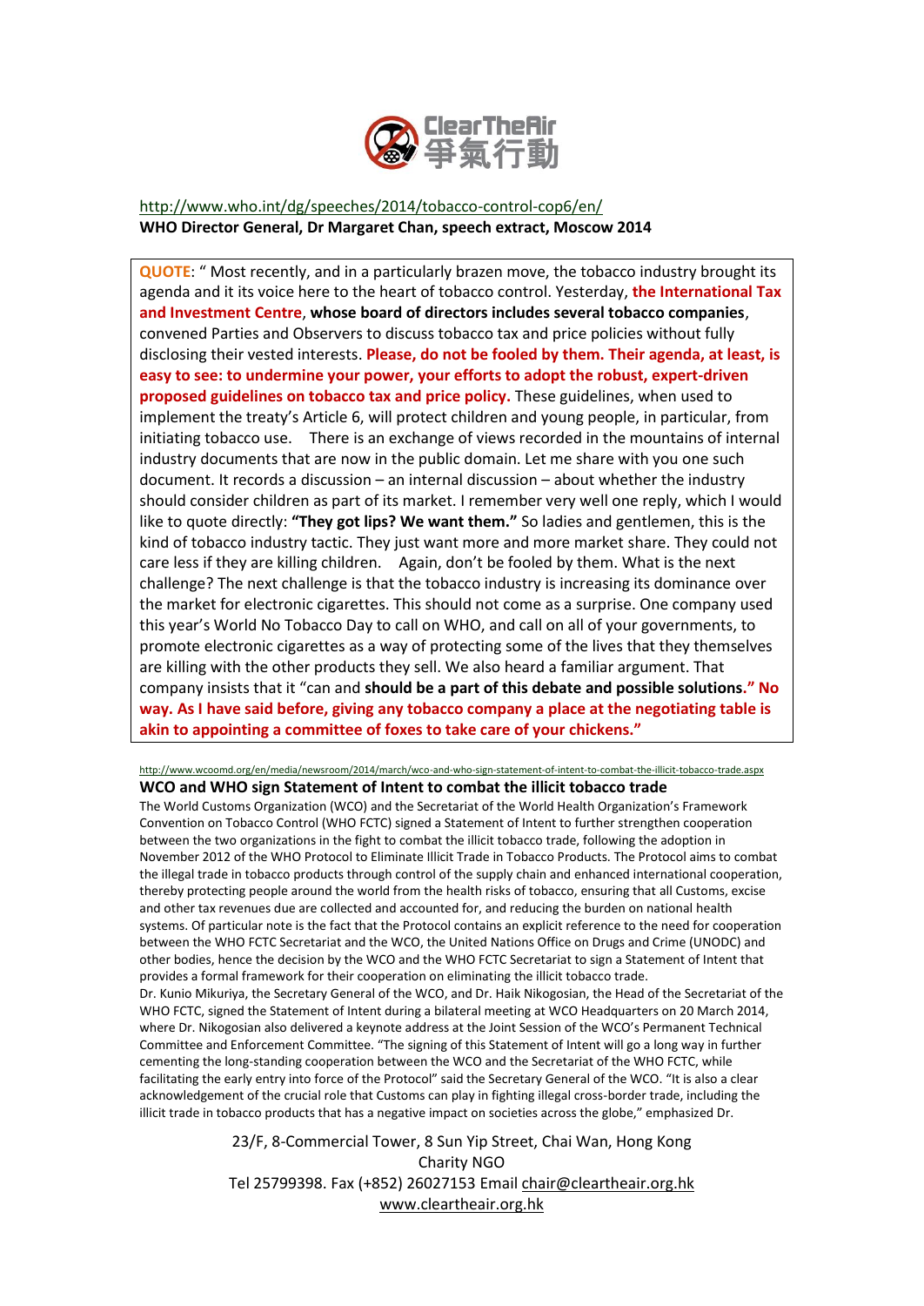http://www.who.int/dg/speeches/2014/tobacco-control-cop6/en/

**WHO Director General, Dr Margaret Chan, speech extract, Moscow 2014**

QUOTE: " Most recently, and in a particularly brazen move, the tobacco industry brought its agenda and it its voice here to the heart of tobacco control. Yesterday, **the International Tax and Investment Centre**, **whose board of directors includes several tobacco companies**, convened Parties and Observers to discuss tobacco tax and price policies without fully disclosing their vested interests. **Please, do not be fooled by them. Their agenda, at least, is easy to see: to undermine your power, your efforts to adopt the robust, expert-driven proposed guidelines on tobacco tax and price policy.** These guidelines, when used to implement the treaty's Article 6, will protect children and young people, in particular, from initiating tobacco use. There is an exchange of views recorded in the mountains of internal industry documents that are now in the public domain. Let me share with you one such document. It records a discussion – an internal discussion – about whether the industry should consider children as part of its market. I remember very well one reply, which I would like to quote directly: **"They got lips? We want them."** So ladies and gentlemen, this is the kind of tobacco industry tactic. They just want more and more market share. They could not care less if they are killing children. Again, don't be fooled by them. What is the next challenge? The next challenge is that the tobacco industry is increasing its dominance over the market for electronic cigarettes. This should not come as a surprise. One company used this year's World No Tobacco Day to call on WHO, and call on all of your governments, to promote electronic cigarettes as a way of protecting some of the lives that they themselves are killing with the other products they sell. We also heard a familiar argument. That company insists that it "can and **should be a part of this debate and possible solutions." No way. As I have said before, giving any tobacco company a place at the negotiating table is akin to appointing a committee of foxes to take care of your chickens."**

http://www.wcoomd.org/en/media/newsroom/2014/march/wco-and-who-sign-statement-of-intent-to-combat-the-illicit-tobacco-trade.aspx

**WCO and WHO sign Statement of Intent to combat the illicit tobacco trade**

The World Customs Organization (WCO) and the Secretariat of the World Health Organization's Framework Convention on Tobacco Control (WHO FCTC) signed a Statement of Intent to further strengthen cooperation between the two organizations in the fight to combat the illicit tobacco trade, following the adoption in November 2012 of the WHO Protocol to Eliminate Illicit Trade in Tobacco Products. The Protocol aims to combat the illegal trade in tobacco products through control of the supply chain and enhanced international cooperation, thereby protecting people around the world from the health risks of tobacco, ensuring that all Customs, excise and other tax revenues due are collected and accounted for, and reducing the burden on national health systems. Of particular note is the fact that the Protocol contains an explicit reference to the need for cooperation between the WHO FCTC Secretariat and the WCO, the United Nations Office on Drugs and Crime (UNODC) and other bodies, hence the decision by the WCO and the WHO FCTC Secretariat to sign a Statement of Intent that provides a formal framework for their cooperation on eliminating the illicit tobacco trade.

Dr. Kunio Mikuriya, the Secretary General of the WCO, and Dr. Haik Nikogosian, the Head of the Secretariat of the WHO FCTC, signed the Statement of Intent during a bilateral meeting at WCO Headquarters on 20 March 2014, where Dr. Nikogosian also delivered a keynote address at the Joint Session of the WCO's Permanent Technical Committee and Enforcement Committee. "The signing of this Statement of Intent will go a long way in further cementing the long-standing cooperation between the WCO and the Secretariat of the WHO FCTC, while facilitating the early entry into force of the Protocol" said the Secretary General of the WCO. "It is also a clear acknowledgement of the crucial role that Customs can play in fighting illegal cross-border trade, including the illicit trade in tobacco products that has a negative impact on societies across the globe," emphasized Dr.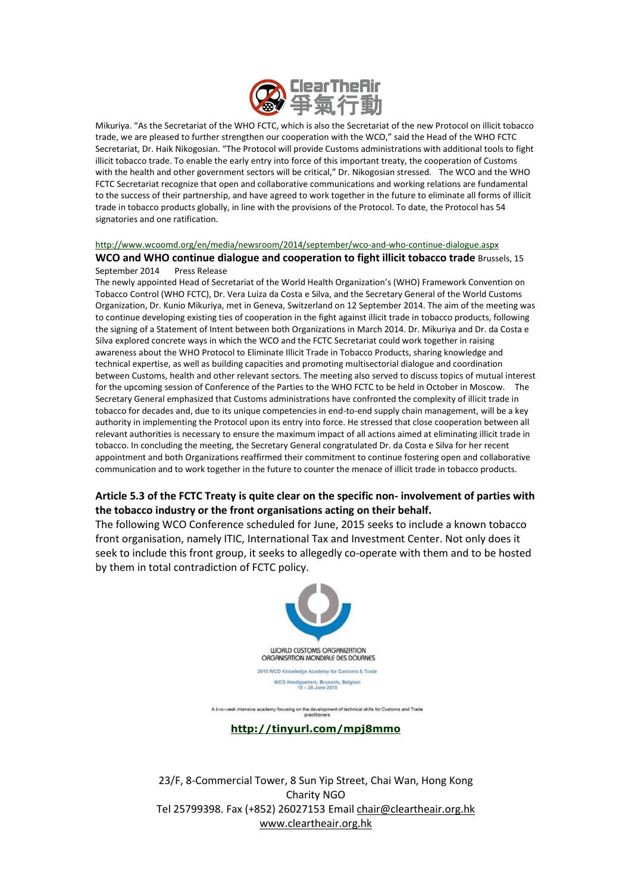Mikuriya. "As the Secretariat of the WHO FCTC, which is also the Secretariat of the new Protocol on illicit tobacco trade, we are pleased to further strengthen our cooperation with the WCO," said the Head of the WHO FCTC Secretariat, Dr. Haik Nikogosian. "The Protocol will provide Customs administrations with additional tools to fight illicit tobacco trade. To enable the early entry into force of this important treaty, the cooperation of Customs with the health and other government sectors will be critical," Dr. Nikogosian stressed. The WCO and the WHO FCTC Secretariat recognize that open and collaborative communications and working relations are fundamental to the success of their partnership, and have agreed to work together in the future to eliminate all forms of illicit trade in tobacco products globally, in line with the provisions of the Protocol. To date, the Protocol has 54 signatories and one ratification.

http://www.wcoomd.org/en/media/newsroom/2014/september/wco-and-who-continue-dialogue.aspx

**WCO and WHO continue dialogue and cooperation to fight illicit tobacco trade** Brussels, 15 September 2014 Press Release

The newly appointed Head of Secretariat of the World Health Organization's (WHO) Framework Convention on Tobacco Control (WHO FCTC), Dr. Vera Luiza da Costa e Silva, and the Secretary General of the World Customs Organization, Dr. Kunio Mikuriya, met in Geneva, Switzerland on 12 September 2014. The aim of the meeting was to continue developing existing ties of cooperation in the fight against illicit trade in tobacco products, following the signing of a Statement of Intent between both Organizations in March 2014. Dr. Mikuriya and Dr. da Costa e Silva explored concrete ways in which the WCO and the FCTC Secretariat could work together in raising awareness about the WHO Protocol to Eliminate Illicit Trade in Tobacco Products, sharing knowledge and technical expertise, as well as building capacities and promoting multisectorial dialogue and coordination between Customs, health and other relevant sectors. The meeting also served to discuss topics of mutual interest for the upcoming session of Conference of the Parties to the WHO FCTC to be held in October in Moscow. The Secretary General emphasized that Customs administrations have confronted the complexity of illicit trade in tobacco for decades and, due to its unique competencies in end-to-end supply chain management, will be a key authority in implementing the Protocol upon its entry into force. He stressed that close cooperation between all relevant authorities is necessary to ensure the maximum impact of all actions aimed at eliminating illicit trade in tobacco. In concluding the meeting, the Secretary General congratulated Dr. da Costa e Silva for her recent appointment and both Organizations reaffirmed their commitment to continue fostering open and collaborative communication and to work together in the future to counter the menace of illicit trade in tobacco products.

**Article 5.3 of the FCTC Treaty is quite clear on the specific non- involvement of parties with the tobacco industry or the front organisations acting on their behalf.**

The following WCO Conference scheduled for June, 2015 seeks to include a known tobacco front organisation, namely ITIC, International Tax and Investment Center. Not only does it seek to include this front group, it seeks to allegedly co-operate with them and to be hosted by them in total contradiction of FCTC policy.

WORLD CUSTOMS ORGANIZATION
ORGANISATION MONDIALE DES DOUANES

2015 WCO Knowledge Academy for Customs & Trade

WCO Headquarters, Brussels, Belgium
15 – 26 June 2015

A two-week intensive academy focusing on the development of technical skills for Customs and Trade practitioners

**http://tinyurl.com/mpj8mmo**

23/F, 8-Commercial Tower, 8 Sun Yip Street, Chai Wan, Hong Kong
Charity NGO
Tel 25799398. Fax (+852) 26027153 Email chair@cleartheair.org.hk
www.cleartheair.org.hk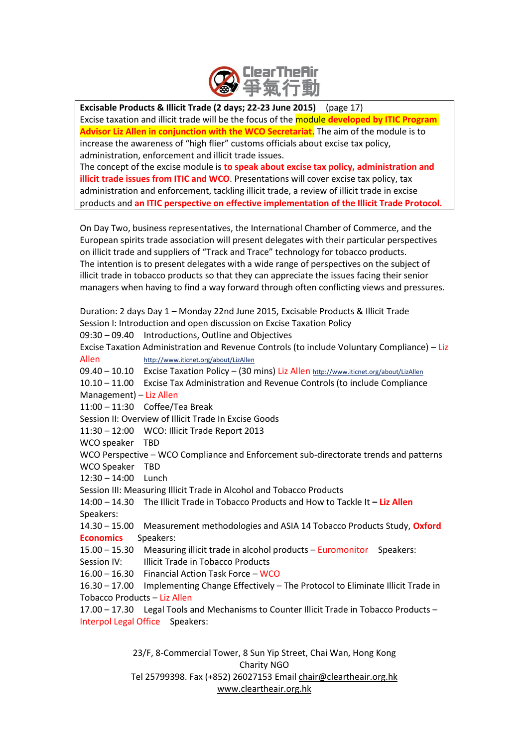**Excisable Products & Illicit Trade (2 days; 22-23 June 2015)** (page 17)
Excise taxation and illicit trade will be the focus of the module **developed by ITIC Program Advisor Liz Allen in conjunction with the WCO Secretariat**. The aim of the module is to increase the awareness of "high flier" customs officials about excise tax policy, administration, enforcement and illicit trade issues.
The concept of the excise module is **to speak about excise tax policy, administration and illicit trade issues from ITIC and WCO**. Presentations will cover excise tax policy, tax administration and enforcement, tackling illicit trade, a review of illicit trade in excise products and **an ITIC perspective on effective implementation of the Illicit Trade Protocol.**

On Day Two, business representatives, the International Chamber of Commerce, and the European spirits trade association will present delegates with their particular perspectives on illicit trade and suppliers of "Track and Trace" technology for tobacco products.
The intention is to present delegates with a wide range of perspectives on the subject of illicit trade in tobacco products so that they can appreciate the issues facing their senior managers when having to find a way forward through often conflicting views and pressures.

Duration: 2 days Day 1 – Monday 22nd June 2015, Excisable Products & Illicit Trade
Session I: Introduction and open discussion on Excise Taxation Policy
09:30 – 09.40 Introductions, Outline and Objectives
Excise Taxation Administration and Revenue Controls (to include Voluntary Compliance) – Liz Allen http://www.iticnet.org/about/LizAllen
09.40 – 10.10 Excise Taxation Policy – (30 mins) Liz Allen http://www.iticnet.org/about/LizAllen
10.10 – 11.00 Excise Tax Administration and Revenue Controls (to include Compliance Management) – Liz Allen
11:00 – 11:30 Coffee/Tea Break
Session II: Overview of Illicit Trade In Excise Goods
11:30 – 12:00 WCO: Illicit Trade Report 2013
WCO speaker TBD
WCO Perspective – WCO Compliance and Enforcement sub-directorate trends and patterns
WCO Speaker TBD
12:30 – 14:00 Lunch
Session III: Measuring Illicit Trade in Alcohol and Tobacco Products
14:00 – 14.30 The Illicit Trade in Tobacco Products and How to Tackle It **– Liz Allen**
Speakers:
14.30 – 15.00 Measurement methodologies and ASIA 14 Tobacco Products Study, **Oxford Economics** Speakers:
15.00 – 15.30 Measuring illicit trade in alcohol products – Euromonitor Speakers:
Session IV: Illicit Trade in Tobacco Products
16.00 – 16.30 Financial Action Task Force – WCO
16.30 – 17.00 Implementing Change Effectively – The Protocol to Eliminate Illicit Trade in Tobacco Products – Liz Allen
17.00 – 17.30 Legal Tools and Mechanisms to Counter Illicit Trade in Tobacco Products – Interpol Legal Office Speakers: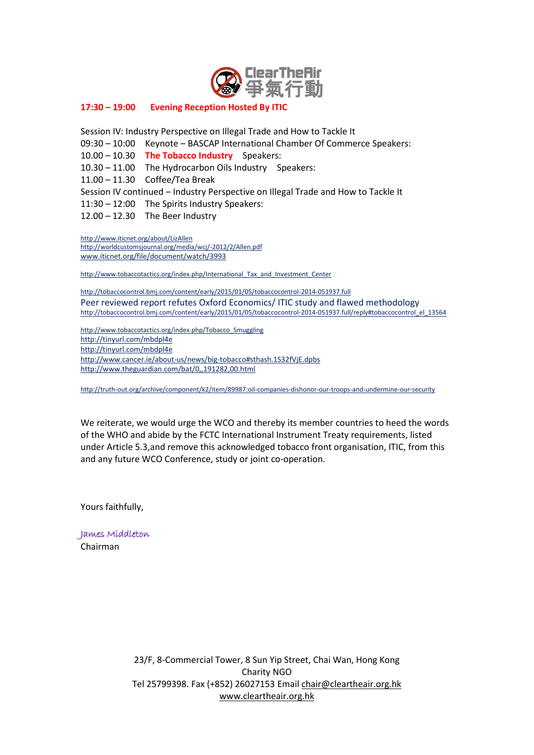**17:30 – 19:00 Evening Reception Hosted By ITIC**

Session IV: Industry Perspective on Illegal Trade and How to Tackle It

09:30 – 10:00 Keynote – BASCAP International Chamber Of Commerce Speakers:

10.00 – 10.30 **The Tobacco Industry** Speakers:

10.30 – 11.00 The Hydrocarbon Oils Industry Speakers:

11.00 – 11.30 Coffee/Tea Break

Session IV continued – Industry Perspective on Illegal Trade and How to Tackle It

11:30 – 12:00 The Spirits Industry Speakers:

12.00 – 12.30 The Beer Industry

http://www.iticnet.org/about/LizAllen
http://worldcustomsjournal.org/media/wcj/-2012/2/Allen.pdf
www.iticnet.org/file/document/watch/3993

http://www.tobaccotactics.org/index.php/International_Tax_and_Investment_Center

http://tobaccocontrol.bmj.com/content/early/2015/01/05/tobaccocontrol-2014-051937.full
Peer reviewed report refutes Oxford Economics/ ITIC study and flawed methodology
http://tobaccocontrol.bmj.com/content/early/2015/01/05/tobaccocontrol-2014-051937.full/reply#tobaccocontrol_el_13564

http://www.tobaccotactics.org/index.php/Tobacco_Smuggling
http://tinyurl.com/mbdpl4e
http://tinyurl.com/mbdpl4e
http://www.cancer.ie/about-us/news/big-tobacco#sthash.1S32fVjE.dpbs
http://www.theguardian.com/bat/0,,191282,00.html

http://truth-out.org/archive/component/k2/item/89987:oil-companies-dishonor-our-troops-and-undermine-our-security

We reiterate, we would urge the WCO and thereby its member countries to heed the words of the WHO and abide by the FCTC International Instrument Treaty requirements, listed under Article 5.3,and remove this acknowledged tobacco front organisation, ITIC, from this and any future WCO Conference, study or joint co-operation.

Yours faithfully,

*James Middleton*
Chairman

23/F, 8-Commercial Tower, 8 Sun Yip Street, Chai Wan, Hong Kong
Charity NGO
Tel 25799398. Fax (+852) 26027153 Email chair@cleartheair.org.hk
www.cleartheair.org.hk